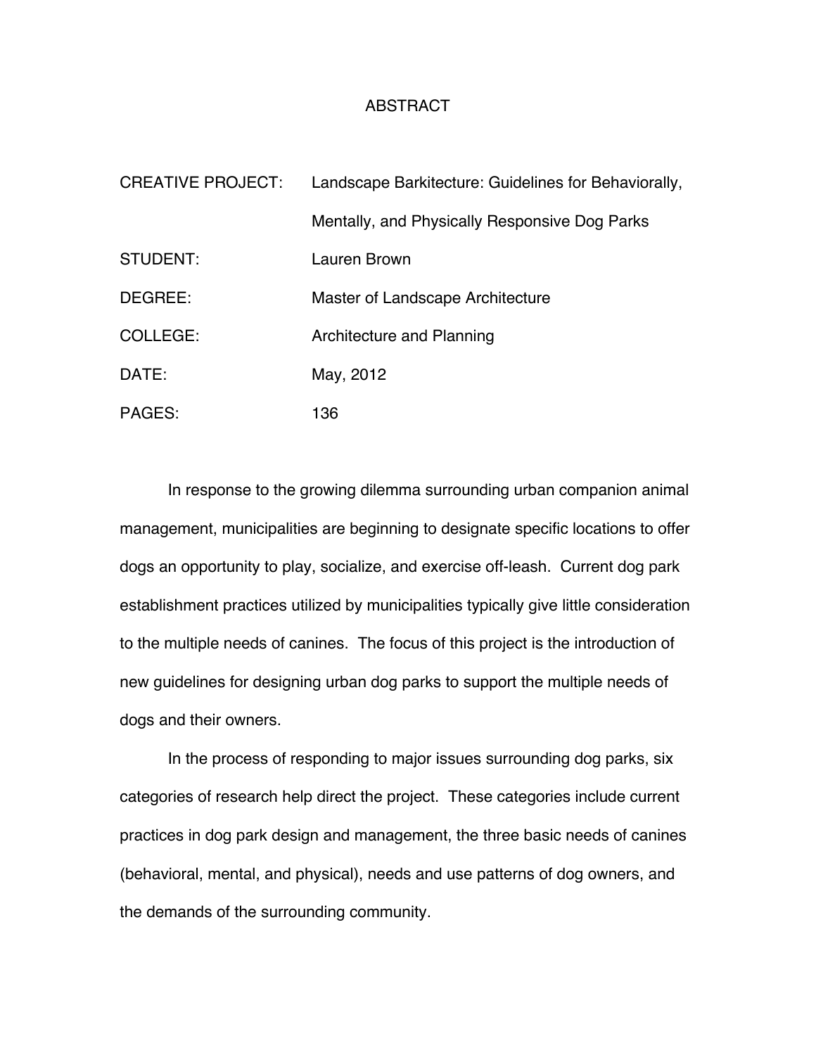# ABSTRACT

| | |
|---|---|
| CREATIVE PROJECT: | Landscape Barkitecture: Guidelines for Behaviorally, Mentally, and Physically Responsive Dog Parks |
| STUDENT: | Lauren Brown |
| DEGREE: | Master of Landscape Architecture |
| COLLEGE: | Architecture and Planning |
| DATE: | May, 2012 |
| PAGES: | 136 |

In response to the growing dilemma surrounding urban companion animal management, municipalities are beginning to designate specific locations to offer dogs an opportunity to play, socialize, and exercise off-leash. Current dog park establishment practices utilized by municipalities typically give little consideration to the multiple needs of canines. The focus of this project is the introduction of new guidelines for designing urban dog parks to support the multiple needs of dogs and their owners.

In the process of responding to major issues surrounding dog parks, six categories of research help direct the project. These categories include current practices in dog park design and management, the three basic needs of canines (behavioral, mental, and physical), needs and use patterns of dog owners, and the demands of the surrounding community.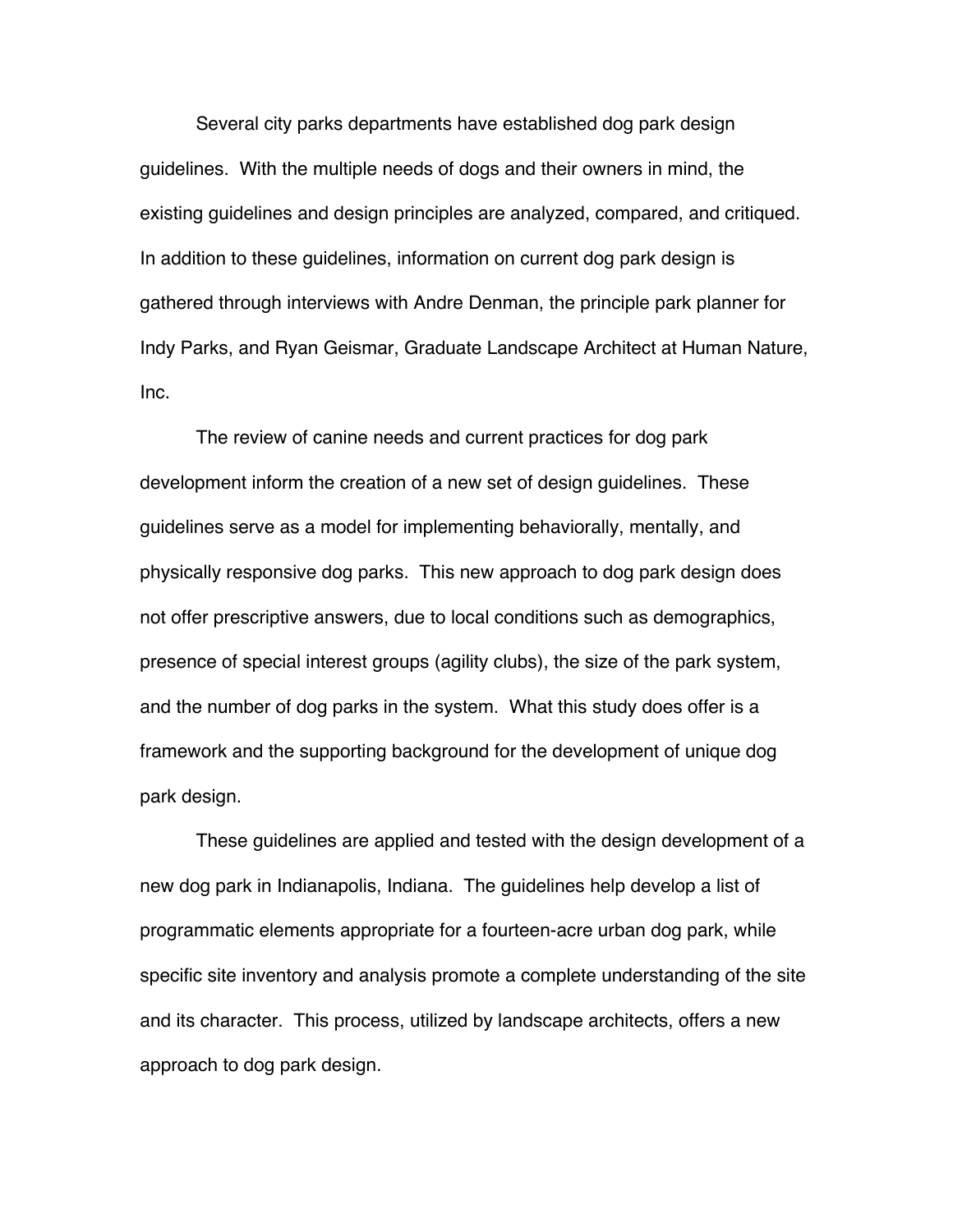Several city parks departments have established dog park design guidelines. With the multiple needs of dogs and their owners in mind, the existing guidelines and design principles are analyzed, compared, and critiqued. In addition to these guidelines, information on current dog park design is gathered through interviews with Andre Denman, the principle park planner for Indy Parks, and Ryan Geismar, Graduate Landscape Architect at Human Nature, Inc.

The review of canine needs and current practices for dog park development inform the creation of a new set of design guidelines. These guidelines serve as a model for implementing behaviorally, mentally, and physically responsive dog parks. This new approach to dog park design does not offer prescriptive answers, due to local conditions such as demographics, presence of special interest groups (agility clubs), the size of the park system, and the number of dog parks in the system. What this study does offer is a framework and the supporting background for the development of unique dog park design.

These guidelines are applied and tested with the design development of a new dog park in Indianapolis, Indiana. The guidelines help develop a list of programmatic elements appropriate for a fourteen-acre urban dog park, while specific site inventory and analysis promote a complete understanding of the site and its character. This process, utilized by landscape architects, offers a new approach to dog park design.